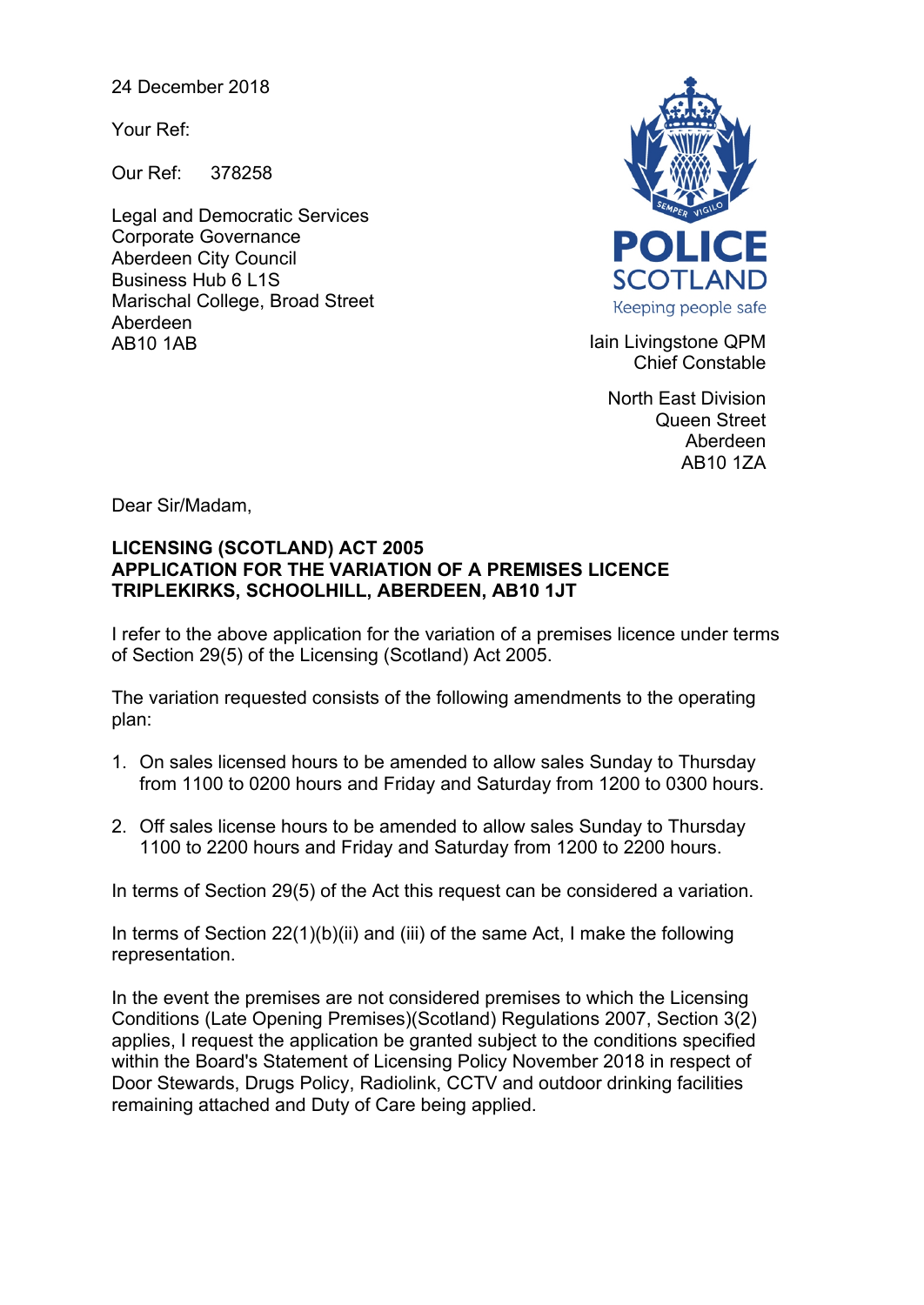24 December 2018

Your Ref:

Our Ref: 378258

Legal and Democratic Services
Corporate Governance
Aberdeen City Council
Business Hub 6 L1S
Marischal College, Broad Street
Aberdeen
AB10 1AB

POLICE SCOTLAND
Keeping people safe

Iain Livingstone QPM
Chief Constable

North East Division
Queen Street
Aberdeen
AB10 1ZA

Dear Sir/Madam,

**LICENSING (SCOTLAND) ACT 2005**
**APPLICATION FOR THE VARIATION OF A PREMISES LICENCE**
**TRIPLEKIRKS, SCHOOLHILL, ABERDEEN, AB10 1JT**

I refer to the above application for the variation of a premises licence under terms of Section 29(5) of the Licensing (Scotland) Act 2005.

The variation requested consists of the following amendments to the operating plan:

1. On sales licensed hours to be amended to allow sales Sunday to Thursday from 1100 to 0200 hours and Friday and Saturday from 1200 to 0300 hours.

2. Off sales license hours to be amended to allow sales Sunday to Thursday 1100 to 2200 hours and Friday and Saturday from 1200 to 2200 hours.

In terms of Section 29(5) of the Act this request can be considered a variation.

In terms of Section 22(1)(b)(ii) and (iii) of the same Act, I make the following representation.

In the event the premises are not considered premises to which the Licensing Conditions (Late Opening Premises)(Scotland) Regulations 2007, Section 3(2) applies, I request the application be granted subject to the conditions specified within the Board's Statement of Licensing Policy November 2018 in respect of Door Stewards, Drugs Policy, Radiolink, CCTV and outdoor drinking facilities remaining attached and Duty of Care being applied.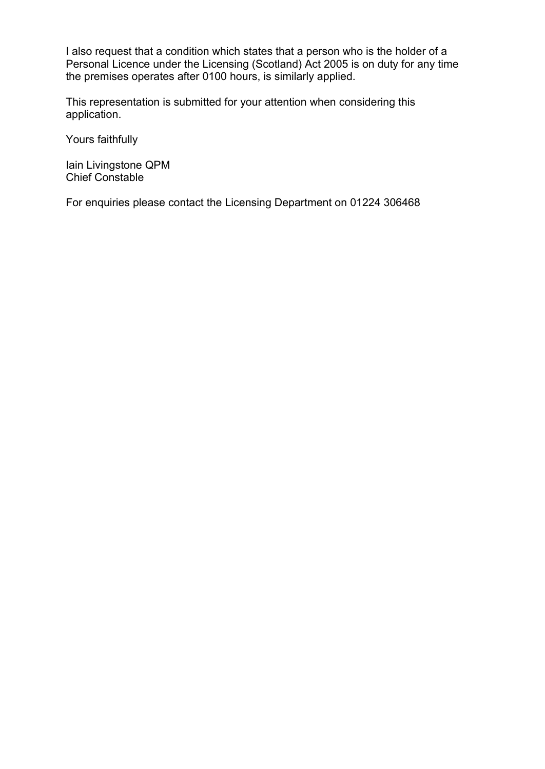I also request that a condition which states that a person who is the holder of a Personal Licence under the Licensing (Scotland) Act 2005 is on duty for any time the premises operates after 0100 hours, is similarly applied.

This representation is submitted for your attention when considering this application.

Yours faithfully

Iain Livingstone QPM
Chief Constable

For enquiries please contact the Licensing Department on 01224 306468